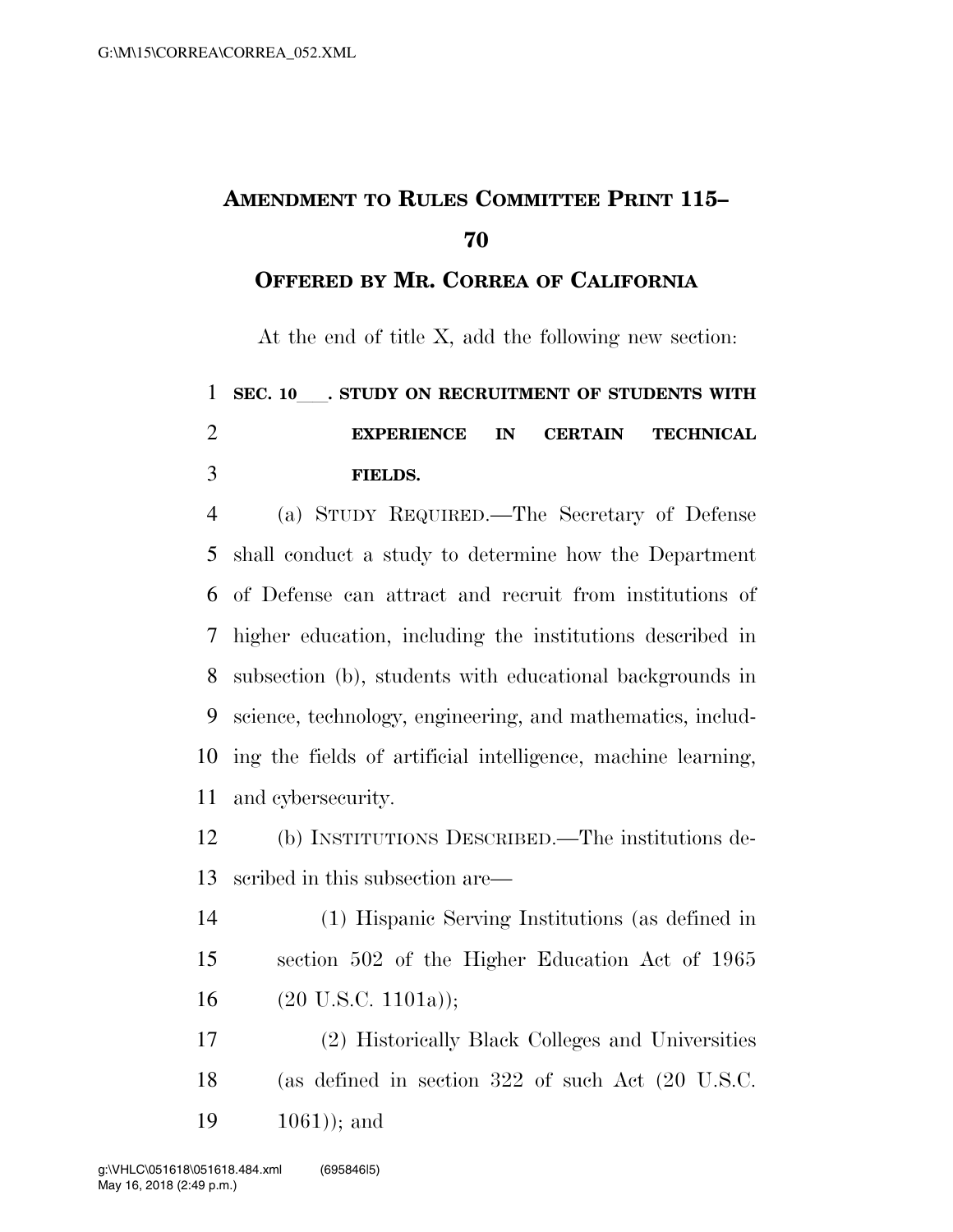# AMENDMENT TO RULES COMMITTEE PRINT 115–70

## OFFERED BY MR. CORREA OF CALIFORNIA

At the end of title X, add the following new section:

**SEC. 10___. STUDY ON RECRUITMENT OF STUDENTS WITH EXPERIENCE IN CERTAIN TECHNICAL FIELDS.**

(a) STUDY REQUIRED.—The Secretary of Defense shall conduct a study to determine how the Department of Defense can attract and recruit from institutions of higher education, including the institutions described in subsection (b), students with educational backgrounds in science, technology, engineering, and mathematics, including the fields of artificial intelligence, machine learning, and cybersecurity.

(b) INSTITUTIONS DESCRIBED.—The institutions described in this subsection are—

(1) Hispanic Serving Institutions (as defined in section 502 of the Higher Education Act of 1965 (20 U.S.C. 1101a));

(2) Historically Black Colleges and Universities (as defined in section 322 of such Act (20 U.S.C. 1061)); and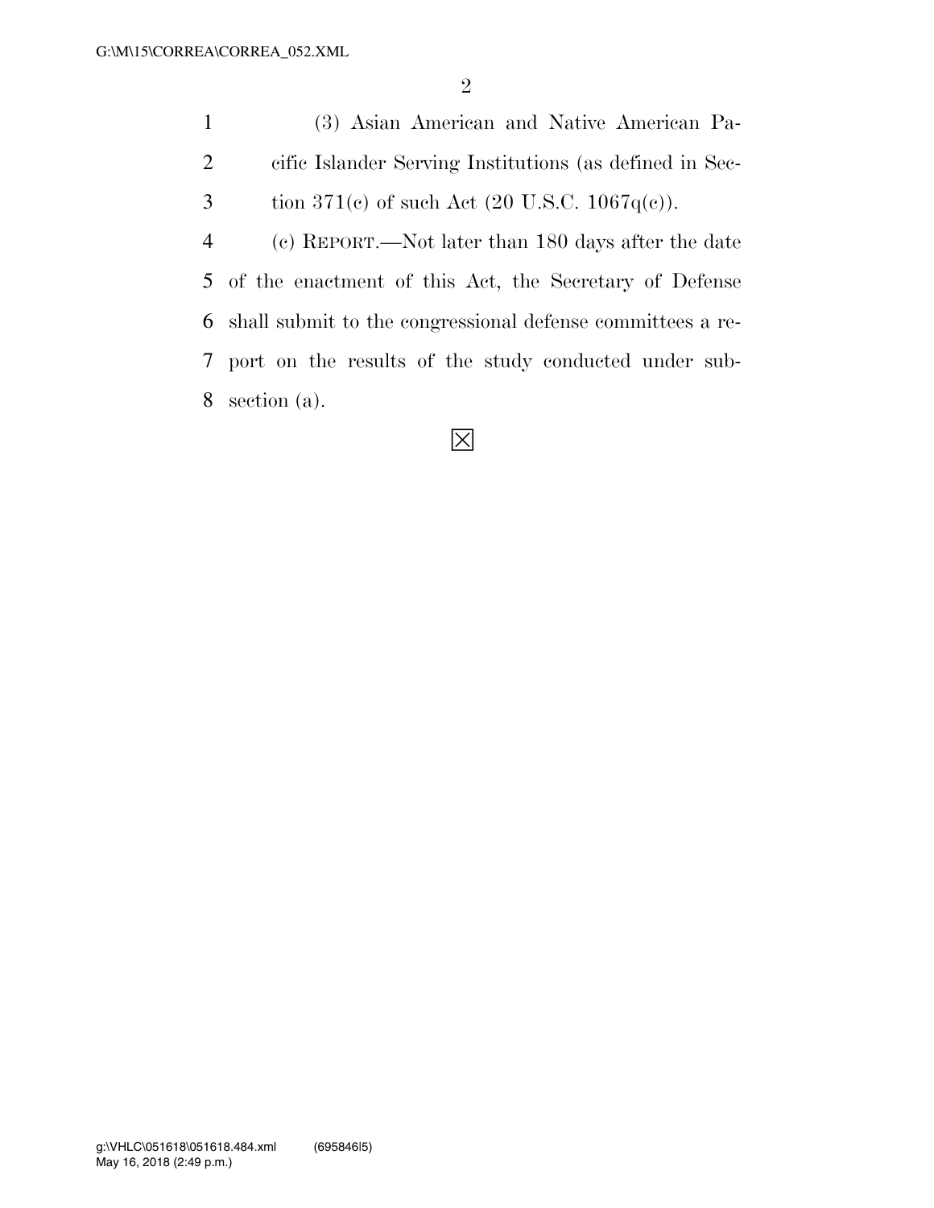(3) Asian American and Native American Pacific Islander Serving Institutions (as defined in Section 371(c) of such Act (20 U.S.C. 1067q(c)).

(c) REPORT.—Not later than 180 days after the date of the enactment of this Act, the Secretary of Defense shall submit to the congressional defense committees a report on the results of the study conducted under subsection (a).